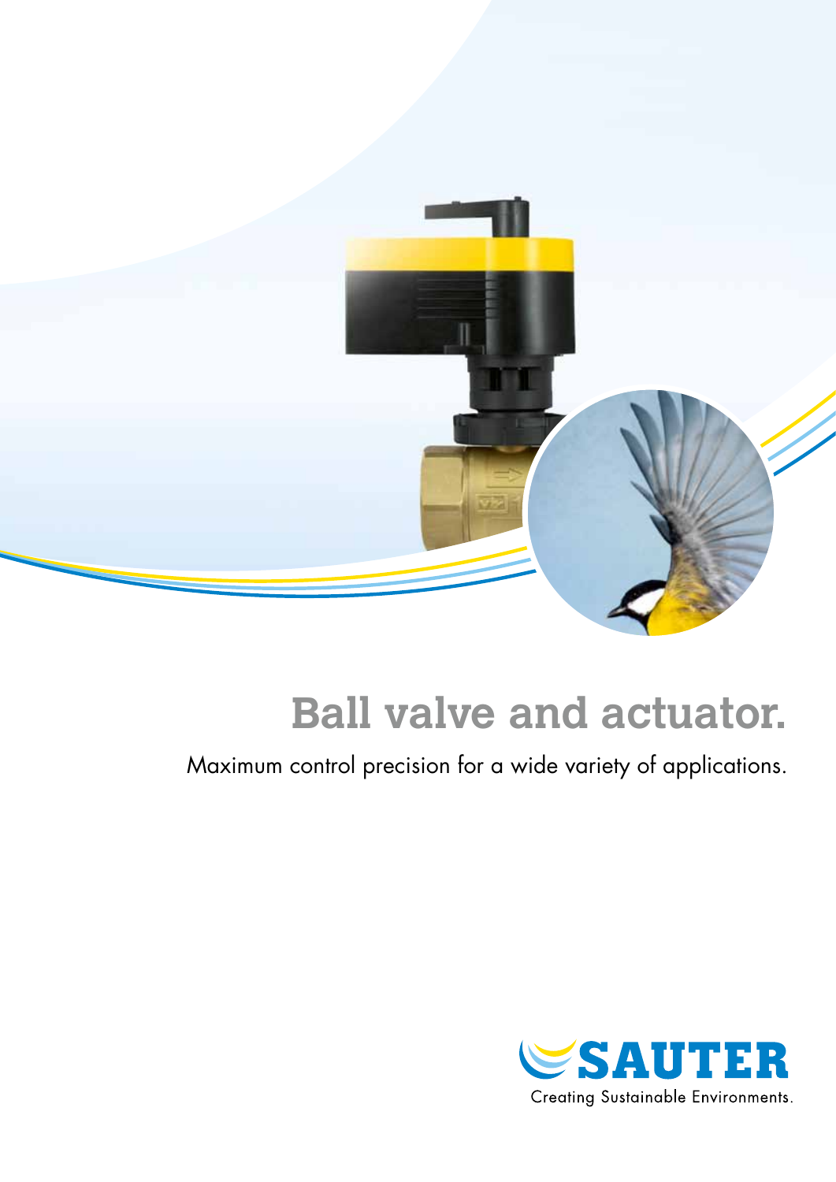# Ball valve and actuator.

Maximum control precision for a wide variety of applications.

SAUTER

Creating Sustainable Environments.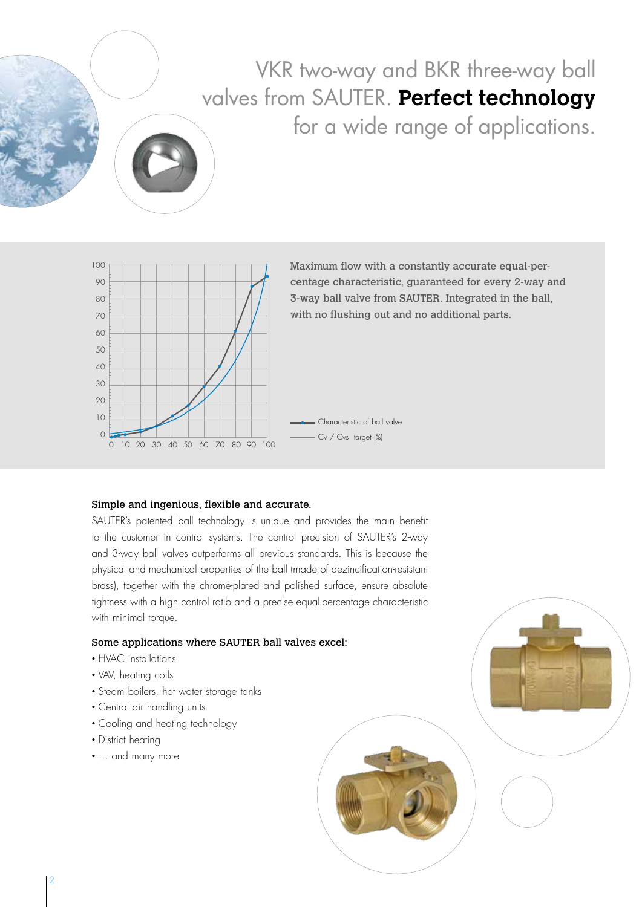# VKR two-way and BKR three-way ball valves from SAUTER. **Perfect technology** for a wide range of applications.

**Maximum flow with a constantly accurate equal-percentage characteristic, guaranteed for every 2-way and 3-way ball valve from SAUTER. Integrated in the ball, with no flushing out and no additional parts.**

Characteristic of ball valve

Cv / Cvs target (%)

**Simple and ingenious, flexible and accurate.**

SAUTER's patented ball technology is unique and provides the main benefit to the customer in control systems. The control precision of SAUTER's 2-way and 3-way ball valves outperforms all previous standards. This is because the physical and mechanical properties of the ball (made of dezincification-resistant brass), together with the chrome-plated and polished surface, ensure absolute tightness with a high control ratio and a precise equal-percentage characteristic with minimal torque.

**Some applications where SAUTER ball valves excel:**

- HVAC installations
- VAV, heating coils
- Steam boilers, hot water storage tanks
- Central air handling units
- Cooling and heating technology
- District heating
- ... and many more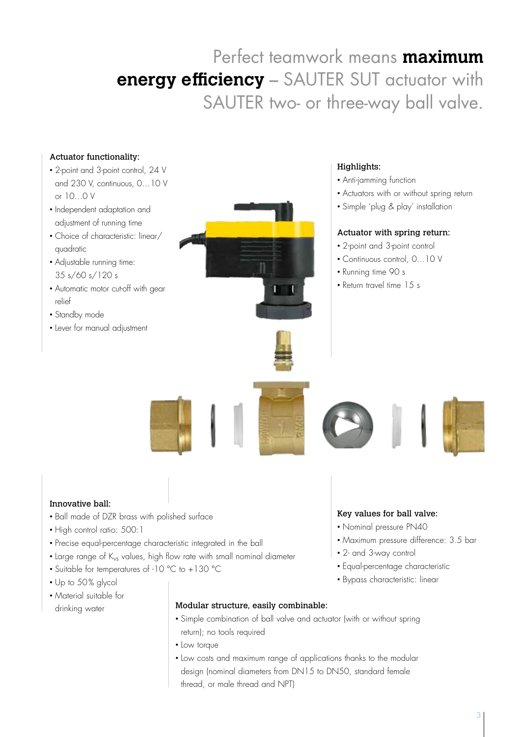# Perfect teamwork means **maximum energy efficiency** – SAUTER SUT actuator with SAUTER two- or three-way ball valve.

### Actuator functionality:

- 2-point and 3-point control, 24 V and 230 V, continuous, 0...10 V or 10...0 V
- Independent adaptation and adjustment of running time
- Choice of characteristic: linear/ quadratic
- Adjustable running time: 35 s/60 s/120 s
- Automatic motor cut-off with gear relief
- Standby mode
- Lever for manual adjustment

### Highlights:

- Anti-jamming function
- Actuators with or without spring return
- Simple 'plug & play' installation

### Actuator with spring return:

- 2-point and 3-point control
- Continuous control, 0...10 V
- Running time 90 s
- Return travel time 15 s

### Innovative ball:

- Ball made of DZR brass with polished surface
- High control ratio: 500:1
- Precise equal-percentage characteristic integrated in the ball
- Large range of $K_{vs}$ values, high flow rate with small nominal diameter
- Suitable for temperatures of -10 °C to +130 °C
- Up to 50% glycol
- Material suitable for drinking water

### Key values for ball valve:

- Nominal pressure PN40
- Maximum pressure difference: 3.5 bar
- 2- and 3-way control
- Equal-percentage characteristic
- Bypass characteristic: linear

### Modular structure, easily combinable:

- Simple combination of ball valve and actuator (with or without spring return); no tools required
- Low torque
- Low costs and maximum range of applications thanks to the modular design (nominal diameters from DN15 to DN50, standard female thread, or male thread and NPT)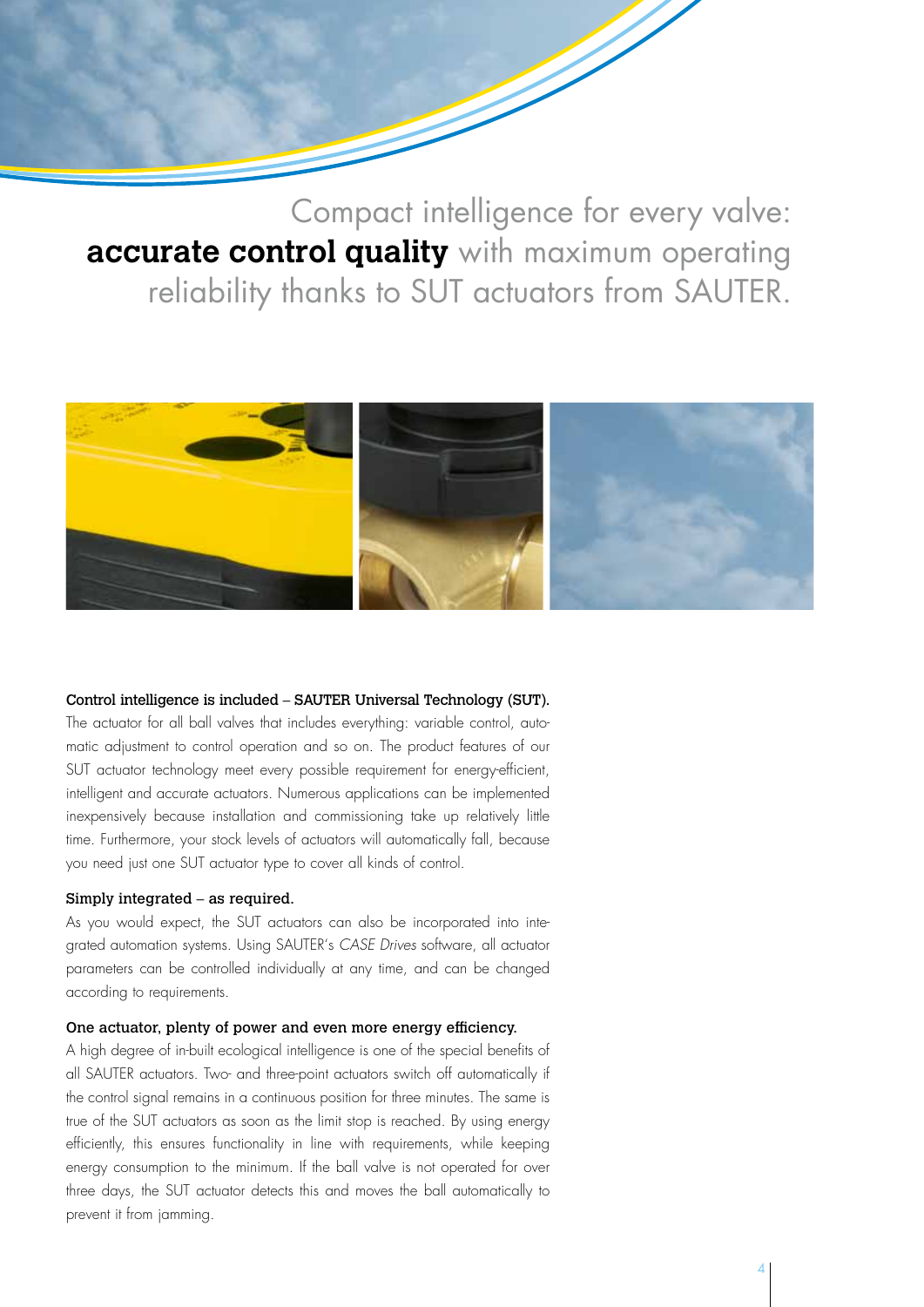# Compact intelligence for every valve: **accurate control quality** with maximum operating reliability thanks to SUT actuators from SAUTER.

**Control intelligence is included – SAUTER Universal Technology (SUT).**

The actuator for all ball valves that includes everything: variable control, automatic adjustment to control operation and so on. The product features of our SUT actuator technology meet every possible requirement for energy-efficient, intelligent and accurate actuators. Numerous applications can be implemented inexpensively because installation and commissioning take up relatively little time. Furthermore, your stock levels of actuators will automatically fall, because you need just one SUT actuator type to cover all kinds of control.

**Simply integrated – as required.**

As you would expect, the SUT actuators can also be incorporated into integrated automation systems. Using SAUTER's *CASE Drives* software, all actuator parameters can be controlled individually at any time, and can be changed according to requirements.

**One actuator, plenty of power and even more energy efficiency.**

A high degree of in-built ecological intelligence is one of the special benefits of all SAUTER actuators. Two- and three-point actuators switch off automatically if the control signal remains in a continuous position for three minutes. The same is true of the SUT actuators as soon as the limit stop is reached. By using energy efficiently, this ensures functionality in line with requirements, while keeping energy consumption to the minimum. If the ball valve is not operated for over three days, the SUT actuator detects this and moves the ball automatically to prevent it from jamming.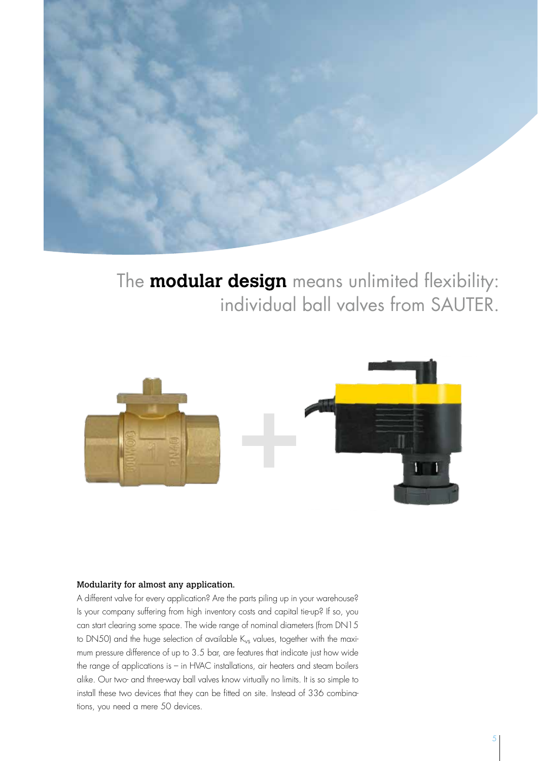# The **modular design** means unlimited flexibility: individual ball valves from SAUTER.

**Modularity for almost any application.**

A different valve for every application? Are the parts piling up in your warehouse? Is your company suffering from high inventory costs and capital tie-up? If so, you can start clearing some space. The wide range of nominal diameters (from DN15 to DN50) and the huge selection of available $K_{vs}$ values, together with the maximum pressure difference of up to 3.5 bar, are features that indicate just how wide the range of applications is – in HVAC installations, air heaters and steam boilers alike. Our two- and three-way ball valves know virtually no limits. It is so simple to install these two devices that they can be fitted on site. Instead of 336 combinations, you need a mere 50 devices.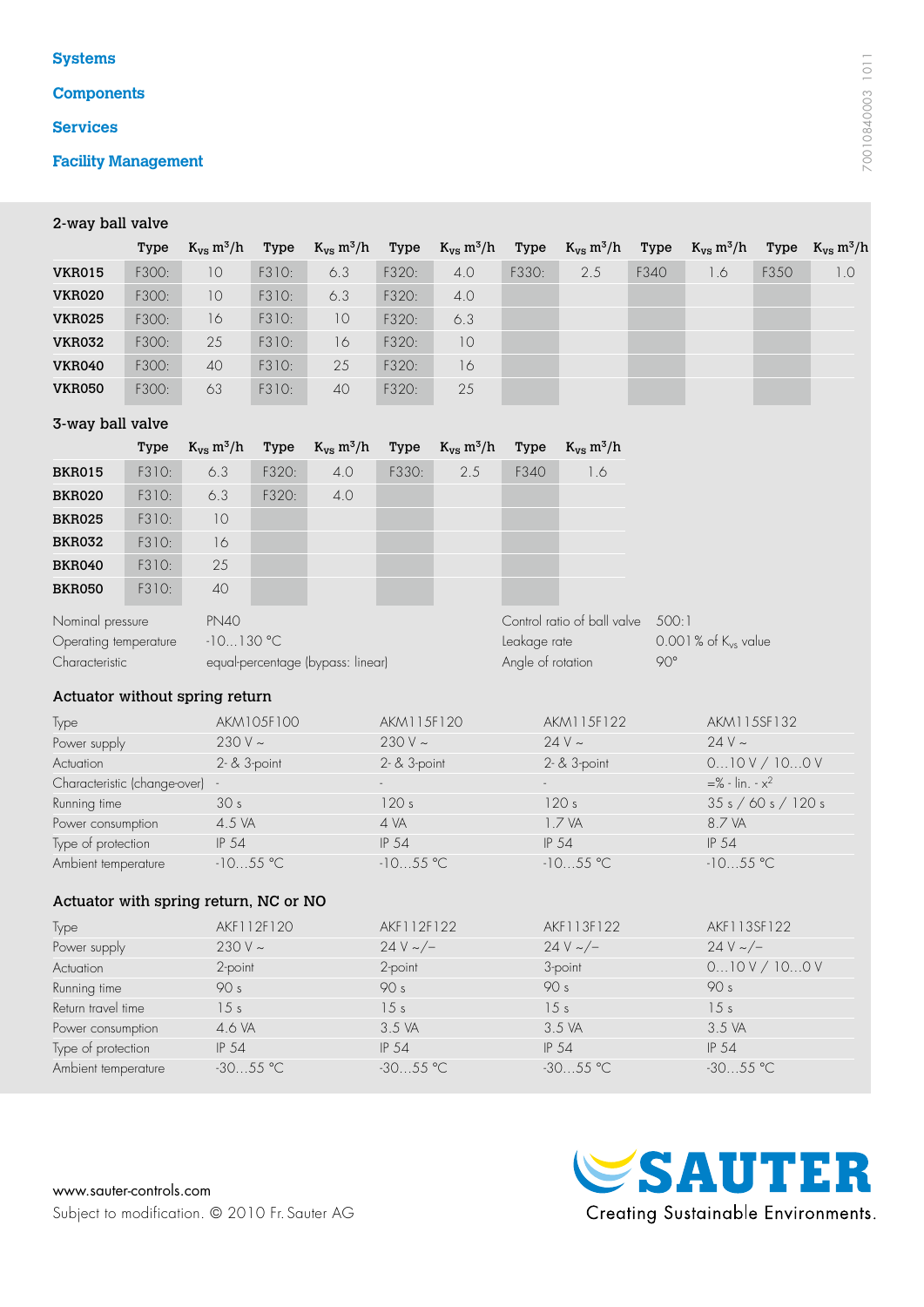Systems

Components

Services

Facility Management

7001084003 1011

## 2-way ball valve

| | Type | $K_{vs}$ m³/h | Type | $K_{vs}$ m³/h | Type | $K_{vs}$ m³/h | Type | $K_{vs}$ m³/h | Type | $K_{vs}$ m³/h | Type | $K_{vs}$ m³/h |
|---|---|---|---|---|---|---|---|---|---|---|---|---|
| **VKR015** | F300: | 10 | F310: | 6.3 | F320: | 4.0 | F330: | 2.5 | F340 | 1.6 | F350 | 1.0 |
| **VKR020** | F300: | 10 | F310: | 6.3 | F320: | 4.0 | | | | | | |
| **VKR025** | F300: | 16 | F310: | 10 | F320: | 6.3 | | | | | | |
| **VKR032** | F300: | 25 | F310: | 16 | F320: | 10 | | | | | | |
| **VKR040** | F300: | 40 | F310: | 25 | F320: | 16 | | | | | | |
| **VKR050** | F300: | 63 | F310: | 40 | F320: | 25 | | | | | | |

## 3-way ball valve

| | Type | $K_{vs}$ m³/h | Type | $K_{vs}$ m³/h | Type | $K_{vs}$ m³/h | Type | $K_{vs}$ m³/h |
|---|---|---|---|---|---|---|---|---|
| **BKR015** | F310: | 6.3 | F320: | 4.0 | F330: | 2.5 | F340 | 1.6 |
| **BKR020** | F310: | 6.3 | F320: | 4.0 | | | | |
| **BKR025** | F310: | 10 | | | | | | |
| **BKR032** | F310: | 16 | | | | | | |
| **BKR040** | F310: | 25 | | | | | | |
| **BKR050** | F310: | 40 | | | | | | |

| | | | |
|---|---|---|---|
| Nominal pressure | PN40 | Control ratio of ball valve | 500:1 |
| Operating temperature | -10…130 °C | Leakage rate | 0.001 % of $K_{vs}$ value |
| Characteristic | equal-percentage (bypass: linear) | Angle of rotation | 90° |

## Actuator without spring return

| Type | AKM105F100 | AKM115F120 | AKM115F122 | AKM115SF132 |
|---|---|---|---|---|
| Power supply | 230 V ~ | 230 V ~ | 24 V ~ | 24 V ~ |
| Actuation | 2- & 3-point | 2- & 3-point | 2- & 3-point | 0…10 V / 10…0 V |
| Characteristic (change-over) | - | - | - | =% - lin. - $x^2$ |
| Running time | 30 s | 120 s | 120 s | 35 s / 60 s / 120 s |
| Power consumption | 4.5 VA | 4 VA | 1.7 VA | 8.7 VA |
| Type of protection | IP 54 | IP 54 | IP 54 | IP 54 |
| Ambient temperature | -10…55 °C | -10…55 °C | -10…55 °C | -10…55 °C |

## Actuator with spring return, NC or NO

| Type | AKF112F120 | AKF112F122 | AKF113F122 | AKF113SF122 |
|---|---|---|---|---|
| Power supply | 230 V ~ | 24 V ~/– | 24 V ~/– | 24 V ~/– |
| Actuation | 2-point | 2-point | 3-point | 0…10 V / 10…0 V |
| Running time | 90 s | 90 s | 90 s | 90 s |
| Return travel time | 15 s | 15 s | 15 s | 15 s |
| Power consumption | 4.6 VA | 3.5 VA | 3.5 VA | 3.5 VA |
| Type of protection | IP 54 | IP 54 | IP 54 | IP 54 |
| Ambient temperature | -30…55 °C | -30…55 °C | -30…55 °C | -30…55 °C |

www.sauter-controls.com

Subject to modification. © 2010 Fr. Sauter AG

SAUTER

Creating Sustainable Environments.